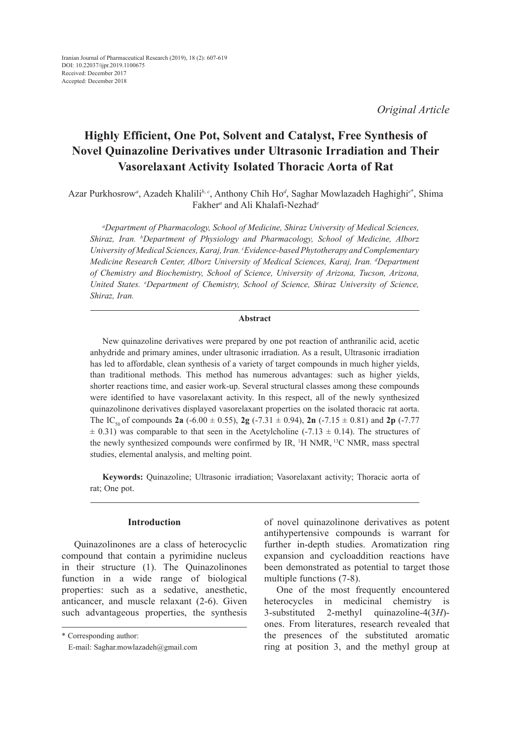Iranian Journal of Pharmaceutical Research (2019), 18 (2): 607-619
DOI: 10.22037/ijpr.2019.1100675
Received: December 2017
Accepted: December 2018

*Original Article*

# Highly Efficient, One Pot, Solvent and Catalyst, Free Synthesis of Novel Quinazoline Derivatives under Ultrasonic Irradiation and Their Vasorelaxant Activity Isolated Thoracic Aorta of Rat

Azar Purkhosrow[a], Azadeh Khalili[b, c], Anthony Chih Ho[d], Saghar Mowlazadeh Haghighi[e*], Shima Fakher[a] and Ali Khalafi-Nezhad[e]

*[a]Department of Pharmacology, School of Medicine, Shiraz University of Medical Sciences, Shiraz, Iran. [b]Department of Physiology and Pharmacology, School of Medicine, Alborz University of Medical Sciences, Karaj, Iran. [c]Evidence-based Phytotherapy and Complementary Medicine Research Center, Alborz University of Medical Sciences, Karaj, Iran. [d]Department of Chemistry and Biochemistry, School of Science, University of Arizona, Tucson, Arizona, United States. [e]Department of Chemistry, School of Science, Shiraz University of Science, Shiraz, Iran.*

## Abstract

New quinazoline derivatives were prepared by one pot reaction of anthranilic acid, acetic anhydride and primary amines, under ultrasonic irradiation. As a result, Ultrasonic irradiation has led to affordable, clean synthesis of a variety of target compounds in much higher yields, than traditional methods. This method has numerous advantages: such as higher yields, shorter reactions time, and easier work-up. Several structural classes among these compounds were identified to have vasorelaxant activity. In this respect, all of the newly synthesized quinazolinone derivatives displayed vasorelaxant properties on the isolated thoracic rat aorta. The $IC_{50}$ of compounds **2a** (-6.00 ± 0.55), **2g** (-7.31 ± 0.94), **2n** (-7.15 ± 0.81) and **2p** (-7.77 ± 0.31) was comparable to that seen in the Acetylcholine (-7.13 ± 0.14). The structures of the newly synthesized compounds were confirmed by IR, $^{1}H$ NMR, $^{13}C$ NMR, mass spectral studies, elemental analysis, and melting point.

**Keywords:** Quinazoline; Ultrasonic irradiation; Vasorelaxant activity; Thoracic aorta of rat; One pot.

## Introduction

Quinazolinones are a class of heterocyclic compound that contain a pyrimidine nucleus in their structure (1). The Quinazolinones function in a wide range of biological properties: such as a sedative, anesthetic, anticancer, and muscle relaxant (2-6). Given such advantageous properties, the synthesis of novel quinazolinone derivatives as potent antihypertensive compounds is warrant for further in-depth studies. Aromatization ring expansion and cycloaddition reactions have been demonstrated as potential to target those multiple functions (7-8).

One of the most frequently encountered heterocycles in medicinal chemistry is 3-substituted 2-methyl quinazoline-4(3*H*)-ones. From literatures, research revealed that the presences of the substituted aromatic ring at position 3, and the methyl group at

\* Corresponding author:
E-mail: Saghar.mowlazadeh@gmail.com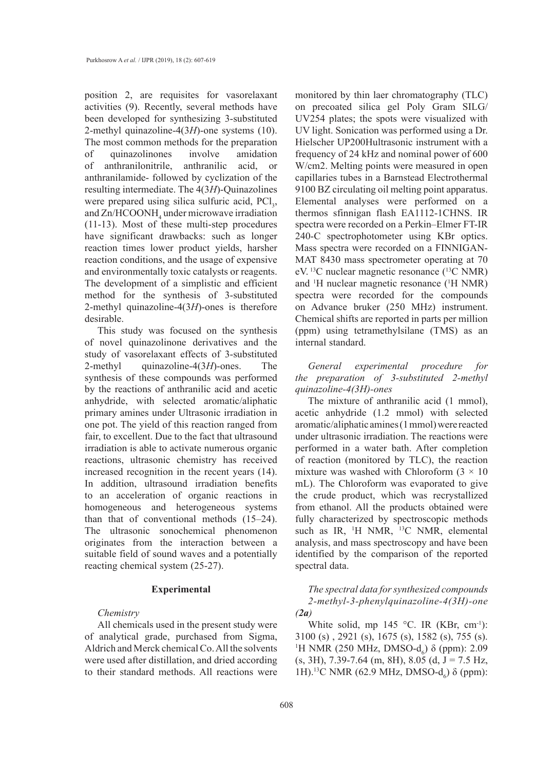position 2, are requisites for vasorelaxant activities (9). Recently, several methods have been developed for synthesizing 3-substituted 2-methyl quinazoline-4(3*H*)-one systems (10). The most common methods for the preparation of quinazolinones involve amidation of anthranilonitrile, anthranilic acid, or anthranilamide- followed by cyclization of the resulting intermediate. The 4(3*H*)-Quinazolines were prepared using silica sulfuric acid, $PCl_3$, and Zn/$HCOONH_4$ under microwave irradiation (11-13). Most of these multi-step procedures have significant drawbacks: such as longer reaction times lower product yields, harsher reaction conditions, and the usage of expensive and environmentally toxic catalysts or reagents. The development of a simplistic and efficient method for the synthesis of 3-substituted 2-methyl quinazoline-4(3*H*)-ones is therefore desirable.

This study was focused on the synthesis of novel quinazolinone derivatives and the study of vasorelaxant effects of 3-substituted 2-methyl quinazoline-4(3*H*)-ones. The synthesis of these compounds was performed by the reactions of anthranilic acid and acetic anhydride, with selected aromatic/aliphatic primary amines under Ultrasonic irradiation in one pot. The yield of this reaction ranged from fair, to excellent. Due to the fact that ultrasound irradiation is able to activate numerous organic reactions, ultrasonic chemistry has received increased recognition in the recent years (14). In addition, ultrasound irradiation benefits to an acceleration of organic reactions in homogeneous and heterogeneous systems than that of conventional methods (15–24). The ultrasonic sonochemical phenomenon originates from the interaction between a suitable field of sound waves and a potentially reacting chemical system (25-27).

## Experimental

*Chemistry*

All chemicals used in the present study were of analytical grade, purchased from Sigma, Aldrich and Merck chemical Co. All the solvents were used after distillation, and dried according to their standard methods. All reactions were monitored by thin laer chromatography (TLC) on precoated silica gel Poly Gram SILG/UV254 plates; the spots were visualized with UV light. Sonication was performed using a Dr. Hielscher UP200Hultrasonic instrument with a frequency of 24 kHz and nominal power of 600 W/cm2. Melting points were measured in open capillaries tubes in a Barnstead Electrothermal 9100 BZ circulating oil melting point apparatus. Elemental analyses were performed on a thermos sfinnigan flash EA1112-1CHNS. IR spectra were recorded on a Perkin–Elmer FT-IR 240-C spectrophotometer using KBr optics. Mass spectra were recorded on a FINNIGAN-MAT 8430 mass spectrometer operating at 70 eV. $^{13}$C nuclear magnetic resonance ($^{13}$C NMR) and $^{1}$H nuclear magnetic resonance ($^{1}$H NMR) spectra were recorded for the compounds on Advance bruker (250 MHz) instrument. Chemical shifts are reported in parts per million (ppm) using tetramethylsilane (TMS) as an internal standard.

*General experimental procedure for the preparation of 3-substituted 2-methyl quinazoline-4(3H)-ones*

The mixture of anthranilic acid (1 mmol), acetic anhydride (1.2 mmol) with selected aromatic/aliphatic amines (1 mmol) were reacted under ultrasonic irradiation. The reactions were performed in a water bath. After completion of reaction (monitored by TLC), the reaction mixture was washed with Chloroform (3 × 10 mL). The Chloroform was evaporated to give the crude product, which was recrystallized from ethanol. All the products obtained were fully characterized by spectroscopic methods such as IR, $^{1}$H NMR, $^{13}$C NMR, elemental analysis, and mass spectroscopy and have been identified by the comparison of the reported spectral data.

*The spectral data for synthesized compounds*

*2-methyl-3-phenylquinazoline-4(3H)-one (2a)*

White solid, mp 145 °C. IR (KBr, cm$^{-1}$): 3100 (s) , 2921 (s), 1675 (s), 1582 (s), 755 (s). $^{1}$H NMR (250 MHz, DMSO-$d_6$) δ (ppm): 2.09 (s, 3H), 7.39-7.64 (m, 8H), 8.05 (d, J = 7.5 Hz, 1H).$^{13}$C NMR (62.9 MHz, DMSO-$d_6$) δ (ppm):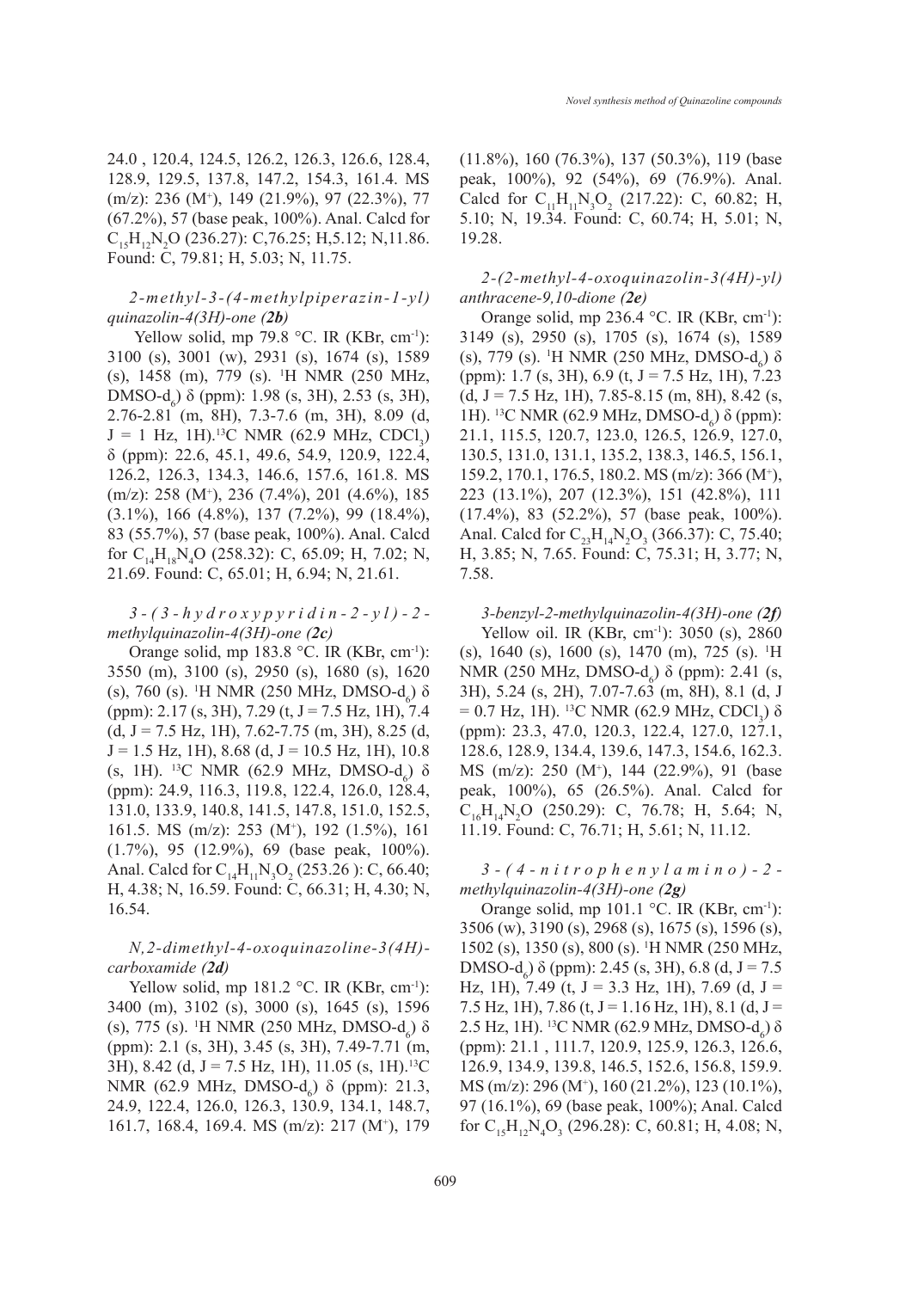24.0 , 120.4, 124.5, 126.2, 126.3, 126.6, 128.4, 128.9, 129.5, 137.8, 147.2, 154.3, 161.4. MS (m/z): 236 ($M^+$), 149 (21.9%), 97 (22.3%), 77 (67.2%), 57 (base peak, 100%). Anal. Calcd for $C_{15}H_{12}N_2O$ (236.27): C,76.25; H,5.12; N,11.86. Found: C, 79.81; H, 5.03; N, 11.75.

*2-methyl-3-(4-methylpiperazin-1-yl) quinazolin-4(3H)-one (**2b**)*

Yellow solid, mp 79.8 °C. IR (KBr, $cm^{-1}$): 3100 (s), 3001 (w), 2931 (s), 1674 (s), 1589 (s), 1458 (m), 779 (s). $^1$H NMR (250 MHz, DMSO-$d_6$) δ (ppm): 1.98 (s, 3H), 2.53 (s, 3H), 2.76-2.81 (m, 8H), 7.3-7.6 (m, 3H), 8.09 (d, J = 1 Hz, 1H). $^{13}$C NMR (62.9 MHz, $CDCl_3$) δ (ppm): 22.6, 45.1, 49.6, 54.9, 120.9, 122.4, 126.2, 126.3, 134.3, 146.6, 157.6, 161.8. MS (m/z): 258 ($M^+$), 236 (7.4%), 201 (4.6%), 185 (3.1%), 166 (4.8%), 137 (7.2%), 99 (18.4%), 83 (55.7%), 57 (base peak, 100%). Anal. Calcd for $C_{14}H_{18}N_4O$ (258.32): C, 65.09; H, 7.02; N, 21.69. Found: C, 65.01; H, 6.94; N, 21.61.

*3-(3-hydroxypyridin-2-yl)-2-methylquinazolin-4(3H)-one (**2c**)*

Orange solid, mp 183.8 °C. IR (KBr, $cm^{-1}$): 3550 (m), 3100 (s), 2950 (s), 1680 (s), 1620 (s), 760 (s). $^1$H NMR (250 MHz, DMSO-$d_6$) δ (ppm): 2.17 (s, 3H), 7.29 (t, J = 7.5 Hz, 1H), 7.4 (d, J = 7.5 Hz, 1H), 7.62-7.75 (m, 3H), 8.25 (d, J = 1.5 Hz, 1H), 8.68 (d, J = 10.5 Hz, 1H), 10.8 (s, 1H). $^{13}$C NMR (62.9 MHz, DMSO-$d_6$) δ (ppm): 24.9, 116.3, 119.8, 122.4, 126.0, 128.4, 131.0, 133.9, 140.8, 141.5, 147.8, 151.0, 152.5, 161.5. MS (m/z): 253 ($M^+$), 192 (1.5%), 161 (1.7%), 95 (12.9%), 69 (base peak, 100%). Anal. Calcd for $C_{14}H_{11}N_3O_2$ (253.26 ): C, 66.40; H, 4.38; N, 16.59. Found: C, 66.31; H, 4.30; N, 16.54.

*N,2-dimethyl-4-oxoquinazoline-3(4H)-carboxamide (**2d**)*

Yellow solid, mp 181.2 °C. IR (KBr, $cm^{-1}$): 3400 (m), 3102 (s), 3000 (s), 1645 (s), 1596 (s), 775 (s). $^1$H NMR (250 MHz, DMSO-$d_6$) δ (ppm): 2.1 (s, 3H), 3.45 (s, 3H), 7.49-7.71 (m, 3H), 8.42 (d, J = 7.5 Hz, 1H), 11.05 (s, 1H). $^{13}$C NMR (62.9 MHz, DMSO-$d_6$) δ (ppm): 21.3, 24.9, 122.4, 126.0, 126.3, 130.9, 134.1, 148.7, 161.7, 168.4, 169.4. MS (m/z): 217 ($M^+$), 179 (11.8%), 160 (76.3%), 137 (50.3%), 119 (base peak, 100%), 92 (54%), 69 (76.9%). Anal. Calcd for $C_{11}H_{11}N_3O_2$ (217.22): C, 60.82; H, 5.10; N, 19.34. Found: C, 60.74; H, 5.01; N, 19.28.

*2-(2-methyl-4-oxoquinazolin-3(4H)-yl) anthracene-9,10-dione (**2e**)*

Orange solid, mp 236.4 °C. IR (KBr, $cm^{-1}$): 3149 (s), 2950 (s), 1705 (s), 1674 (s), 1589 (s), 779 (s). $^1$H NMR (250 MHz, DMSO-$d_6$) δ (ppm): 1.7 (s, 3H), 6.9 (t, J = 7.5 Hz, 1H), 7.23 (d, J = 7.5 Hz, 1H), 7.85-8.15 (m, 8H), 8.42 (s, 1H). $^{13}$C NMR (62.9 MHz, DMSO-$d_6$) δ (ppm): 21.1, 115.5, 120.7, 123.0, 126.5, 126.9, 127.0, 130.5, 131.0, 131.1, 135.2, 138.3, 146.5, 156.1, 159.2, 170.1, 176.5, 180.2. MS (m/z): 366 ($M^+$), 223 (13.1%), 207 (12.3%), 151 (42.8%), 111 (17.4%), 83 (52.2%), 57 (base peak, 100%). Anal. Calcd for $C_{23}H_{14}N_2O_3$ (366.37): C, 75.40; H, 3.85; N, 7.65. Found: C, 75.31; H, 3.77; N, 7.58.

*3-benzyl-2-methylquinazolin-4(3H)-one (**2f**)*

Yellow oil. IR (KBr, $cm^{-1}$): 3050 (s), 2860 (s), 1640 (s), 1600 (s), 1470 (m), 725 (s). $^1$H NMR (250 MHz, DMSO-$d_6$) δ (ppm): 2.41 (s, 3H), 5.24 (s, 2H), 7.07-7.63 (m, 8H), 8.1 (d, J = 0.7 Hz, 1H). $^{13}$C NMR (62.9 MHz, $CDCl_3$) δ (ppm): 23.3, 47.0, 120.3, 122.4, 127.0, 127.1, 128.6, 128.9, 134.4, 139.6, 147.3, 154.6, 162.3. MS (m/z): 250 ($M^+$), 144 (22.9%), 91 (base peak, 100%), 65 (26.5%). Anal. Calcd for $C_{16}H_{14}N_2O$ (250.29): C, 76.78; H, 5.64; N, 11.19. Found: C, 76.71; H, 5.61; N, 11.12.

*3-(4-nitrophenylamino)-2-methylquinazolin-4(3H)-one (**2g**)*

Orange solid, mp 101.1 °C. IR (KBr, $cm^{-1}$): 3506 (w), 3190 (s), 2968 (s), 1675 (s), 1596 (s), 1502 (s), 1350 (s), 800 (s). $^1$H NMR (250 MHz, DMSO-$d_6$) δ (ppm): 2.45 (s, 3H), 6.8 (d, J = 7.5 Hz, 1H), 7.49 (t, J = 3.3 Hz, 1H), 7.69 (d, J = 7.5 Hz, 1H), 7.86 (t, J = 1.16 Hz, 1H), 8.1 (d, J = 2.5 Hz, 1H). $^{13}$C NMR (62.9 MHz, DMSO-$d_6$) δ (ppm): 21.1 , 111.7, 120.9, 125.9, 126.3, 126.6, 126.9, 134.9, 139.8, 146.5, 152.6, 156.8, 159.9. MS (m/z): 296 ($M^+$), 160 (21.2%), 123 (10.1%), 97 (16.1%), 69 (base peak, 100%); Anal. Calcd for $C_{15}H_{12}N_4O_3$ (296.28): C, 60.81; H, 4.08; N,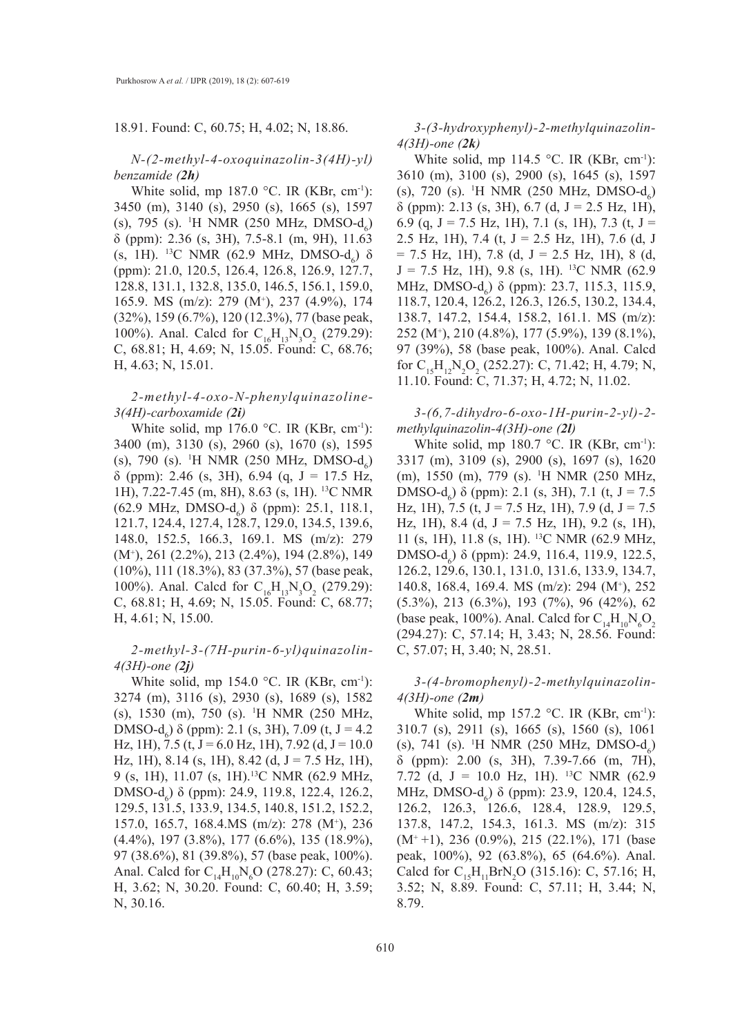18.91. Found: C, 60.75; H, 4.02; N, 18.86.

### *N-(2-methyl-4-oxoquinazolin-3(4H)-yl) benzamide (**2h**)*

White solid, mp 187.0 °C. IR (KBr, $cm^{-1}$): 3450 (m), 3140 (s), 2950 (s), 1665 (s), 1597 (s), 795 (s). $^1H$ NMR (250 MHz, DMSO-$d_6$) δ (ppm): 2.36 (s, 3H), 7.5-8.1 (m, 9H), 11.63 (s, 1H). $^{13}C$ NMR (62.9 MHz, DMSO-$d_6$) δ (ppm): 21.0, 120.5, 126.4, 126.8, 126.9, 127.7, 128.8, 131.1, 132.8, 135.0, 146.5, 156.1, 159.0, 165.9. MS (m/z): 279 ($M^+$), 237 (4.9%), 174 (32%), 159 (6.7%), 120 (12.3%), 77 (base peak, 100%). Anal. Calcd for $C_{16}H_{13}N_3O_2$ (279.29): C, 68.81; H, 4.69; N, 15.05. Found: C, 68.76; H, 4.63; N, 15.01.

### *2-methyl-4-oxo-N-phenylquinazoline-3(4H)-carboxamide (**2i**)*

White solid, mp 176.0 °C. IR (KBr, $cm^{-1}$): 3400 (m), 3130 (s), 2960 (s), 1670 (s), 1595 (s), 790 (s). $^1H$ NMR (250 MHz, DMSO-$d_6$) δ (ppm): 2.46 (s, 3H), 6.94 (q, J = 17.5 Hz, 1H), 7.22-7.45 (m, 8H), 8.63 (s, 1H). $^{13}C$ NMR (62.9 MHz, DMSO-$d_6$) δ (ppm): 25.1, 118.1, 121.7, 124.4, 127.4, 128.7, 129.0, 134.5, 139.6, 148.0, 152.5, 166.3, 169.1. MS (m/z): 279 ($M^+$), 261 (2.2%), 213 (2.4%), 194 (2.8%), 149 (10%), 111 (18.3%), 83 (37.3%), 57 (base peak, 100%). Anal. Calcd for $C_{16}H_{13}N_3O_2$ (279.29): C, 68.81; H, 4.69; N, 15.05. Found: C, 68.77; H, 4.61; N, 15.00.

### *2-methyl-3-(7H-purin-6-yl)quinazolin-4(3H)-one (**2j**)*

White solid, mp 154.0 °C. IR (KBr, $cm^{-1}$): 3274 (m), 3116 (s), 2930 (s), 1689 (s), 1582 (s), 1530 (m), 750 (s). $^1H$ NMR (250 MHz, DMSO-$d_6$) δ (ppm): 2.1 (s, 3H), 7.09 (t, J = 4.2 Hz, 1H), 7.5 (t, J = 6.0 Hz, 1H), 7.92 (d, J = 10.0 Hz, 1H), 8.14 (s, 1H), 8.42 (d, J = 7.5 Hz, 1H), 9 (s, 1H), 11.07 (s, 1H). $^{13}C$ NMR (62.9 MHz, DMSO-$d_6$) δ (ppm): 24.9, 119.8, 122.4, 126.2, 129.5, 131.5, 133.9, 134.5, 140.8, 151.2, 152.2, 157.0, 165.7, 168.4. MS (m/z): 278 ($M^+$), 236 (4.4%), 197 (3.8%), 177 (6.6%), 135 (18.9%), 97 (38.6%), 81 (39.8%), 57 (base peak, 100%). Anal. Calcd for $C_{14}H_{10}N_6O$ (278.27): C, 60.43; H, 3.62; N, 30.20. Found: C, 60.40; H, 3.59; N, 30.16.

### *3-(3-hydroxyphenyl)-2-methylquinazolin-4(3H)-one (**2k**)*

White solid, mp 114.5 °C. IR (KBr, $cm^{-1}$): 3610 (m), 3100 (s), 2900 (s), 1645 (s), 1597 (s), 720 (s). $^1H$ NMR (250 MHz, DMSO-$d_6$) δ (ppm): 2.13 (s, 3H), 6.7 (d, J = 2.5 Hz, 1H), 6.9 (q, J = 7.5 Hz, 1H), 7.1 (s, 1H), 7.3 (t, J = 2.5 Hz, 1H), 7.4 (t, J = 2.5 Hz, 1H), 7.6 (d, J = 7.5 Hz, 1H), 7.8 (d, J = 2.5 Hz, 1H), 8 (d, J = 7.5 Hz, 1H), 9.8 (s, 1H). $^{13}C$ NMR (62.9 MHz, DMSO-$d_6$) δ (ppm): 23.7, 115.3, 115.9, 118.7, 120.4, 126.2, 126.3, 126.5, 130.2, 134.4, 138.7, 147.2, 154.4, 158.2, 161.1. MS (m/z): 252 ($M^+$), 210 (4.8%), 177 (5.9%), 139 (8.1%), 97 (39%), 58 (base peak, 100%). Anal. Calcd for $C_{15}H_{12}N_2O_2$ (252.27): C, 71.42; H, 4.79; N, 11.10. Found: C, 71.37; H, 4.72; N, 11.02.

### *3-(6,7-dihydro-6-oxo-1H-purin-2-yl)-2-methylquinazolin-4(3H)-one (**2l**)*

White solid, mp 180.7 °C. IR (KBr, $cm^{-1}$): 3317 (m), 3109 (s), 2900 (s), 1697 (s), 1620 (m), 1550 (m), 779 (s). $^1H$ NMR (250 MHz, DMSO-$d_6$) δ (ppm): 2.1 (s, 3H), 7.1 (t, J = 7.5 Hz, 1H), 7.5 (t, J = 7.5 Hz, 1H), 7.9 (d, J = 7.5 Hz, 1H), 8.4 (d, J = 7.5 Hz, 1H), 9.2 (s, 1H), 11 (s, 1H), 11.8 (s, 1H). $^{13}C$ NMR (62.9 MHz, DMSO-$d_6$) δ (ppm): 24.9, 116.4, 119.9, 122.5, 126.2, 129.6, 130.1, 131.0, 131.6, 133.9, 134.7, 140.8, 168.4, 169.4. MS (m/z): 294 ($M^+$), 252 (5.3%), 213 (6.3%), 193 (7%), 96 (42%), 62 (base peak, 100%). Anal. Calcd for $C_{14}H_{10}N_6O_2$ (294.27): C, 57.14; H, 3.43; N, 28.56. Found: C, 57.07; H, 3.40; N, 28.51.

### *3-(4-bromophenyl)-2-methylquinazolin-4(3H)-one (**2m**)*

White solid, mp 157.2 °C. IR (KBr, $cm^{-1}$): 310.7 (s), 2911 (s), 1665 (s), 1560 (s), 1061 (s), 741 (s). $^1H$ NMR (250 MHz, DMSO-$d_6$) δ (ppm): 2.00 (s, 3H), 7.39-7.66 (m, 7H), 7.72 (d, J = 10.0 Hz, 1H). $^{13}C$ NMR (62.9 MHz, DMSO-$d_6$) δ (ppm): 23.9, 120.4, 124.5, 126.2, 126.3, 126.6, 128.4, 128.9, 129.5, 137.8, 147.2, 154.3, 161.3. MS (m/z): 315 ($M^+$ +1), 236 (0.9%), 215 (22.1%), 171 (base peak, 100%), 92 (63.8%), 65 (64.6%). Anal. Calcd for $C_{15}H_{11}BrN_2O$ (315.16): C, 57.16; H, 3.52; N, 8.89. Found: C, 57.11; H, 3.44; N, 8.79.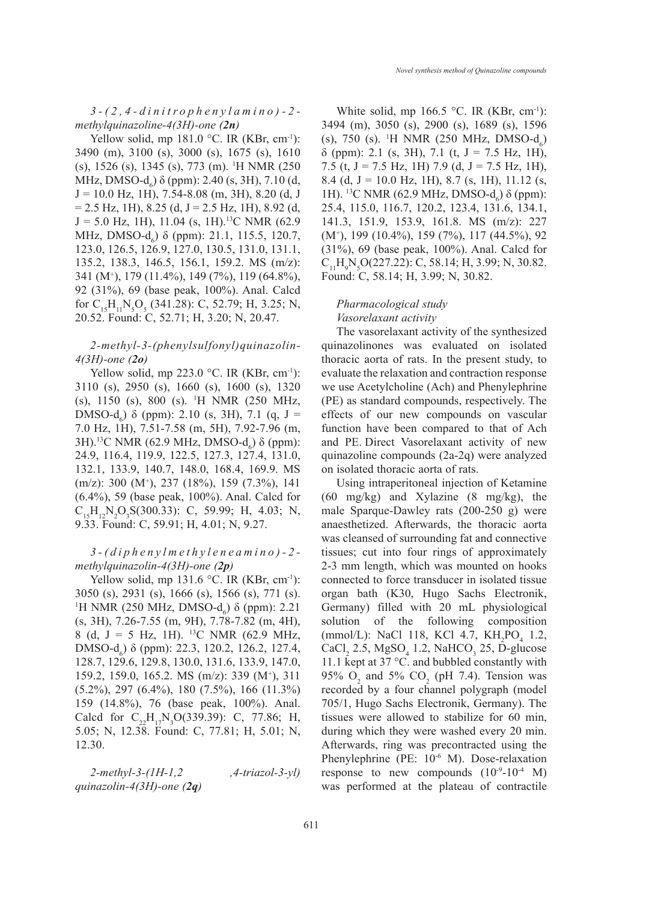*3-(2,4-dinitrophenylamino)-2-methylquinazoline-4(3H)-one (**2n**)*

Yellow solid, mp 181.0 °C. IR (KBr, $cm^{-1}$): 3490 (m), 3100 (s), 3000 (s), 1675 (s), 1610 (s), 1526 (s), 1345 (s), 773 (m). $^1H$ NMR (250 MHz, DMSO-$d_6$) δ (ppm): 2.40 (s, 3H), 7.10 (d, J = 10.0 Hz, 1H), 7.54-8.08 (m, 3H), 8.20 (d, J = 2.5 Hz, 1H), 8.25 (d, J = 2.5 Hz, 1H), 8.92 (d, J = 5.0 Hz, 1H), 11.04 (s, 1H). $^{13}C$ NMR (62.9 MHz, DMSO-$d_6$) δ (ppm): 21.1, 115.5, 120.7, 123.0, 126.5, 126.9, 127.0, 130.5, 131.0, 131.1, 135.2, 138.3, 146.5, 156.1, 159.2. MS (m/z): 341 ($M^+$), 179 (11.4%), 149 (7%), 119 (64.8%), 92 (31%), 69 (base peak, 100%). Anal. Calcd for $C_{15}H_{11}N_5O_5$ (341.28): C, 52.79; H, 3.25; N, 20.52. Found: C, 52.71; H, 3.20; N, 20.47.

*2-methyl-3-(phenylsulfonyl)quinazolin-4(3H)-one (**2o**)*

Yellow solid, mp 223.0 °C. IR (KBr, $cm^{-1}$): 3110 (s), 2950 (s), 1660 (s), 1600 (s), 1320 (s), 1150 (s), 800 (s). $^1H$ NMR (250 MHz, DMSO-$d_6$) δ (ppm): 2.10 (s, 3H), 7.1 (q, J = 7.0 Hz, 1H), 7.51-7.58 (m, 5H), 7.92-7.96 (m, 3H). $^{13}C$ NMR (62.9 MHz, DMSO-$d_6$) δ (ppm): 24.9, 116.4, 119.9, 122.5, 127.3, 127.4, 131.0, 132.1, 133.9, 140.7, 148.0, 168.4, 169.9. MS (m/z): 300 ($M^+$), 237 (18%), 159 (7.3%), 141 (6.4%), 59 (base peak, 100%). Anal. Calcd for $C_{15}H_{12}N_2O_3S$(300.33): C, 59.99; H, 4.03; N, 9.33. Found: C, 59.91; H, 4.01; N, 9.27.

*3-(diphenylmethyleneamino)-2-methylquinazolin-4(3H)-one (**2p**)*

Yellow solid, mp 131.6 °C. IR (KBr, $cm^{-1}$): 3050 (s), 2931 (s), 1666 (s), 1566 (s), 771 (s). $^1H$ NMR (250 MHz, DMSO-$d_6$) δ (ppm): 2.21 (s, 3H), 7.26-7.55 (m, 9H), 7.78-7.82 (m, 4H), 8 (d, J = 5 Hz, 1H). $^{13}C$ NMR (62.9 MHz, DMSO-$d_6$) δ (ppm): 22.3, 120.2, 126.2, 127.4, 128.7, 129.6, 129.8, 130.0, 131.6, 133.9, 147.0, 159.2, 159.0, 165.2. MS (m/z): 339 ($M^+$), 311 (5.2%), 297 (6.4%), 180 (7.5%), 166 (11.3%) 159 (14.8%), 76 (base peak, 100%). Anal. Calcd for $C_{22}H_{17}N_3O$(339.39): C, 77.86; H, 5.05; N, 12.38. Found: C, 77.81; H, 5.01; N, 12.30.

*2-methyl-3-(1H-1,2 ,4-triazol-3-yl) quinazolin-4(3H)-one (**2q**)*

White solid, mp 166.5 °C. IR (KBr, $cm^{-1}$): 3494 (m), 3050 (s), 2900 (s), 1689 (s), 1596 (s), 750 (s). $^1H$ NMR (250 MHz, DMSO-$d_6$) δ (ppm): 2.1 (s, 3H), 7.1 (t, J = 7.5 Hz, 1H), 7.5 (t, J = 7.5 Hz, 1H) 7.9 (d, J = 7.5 Hz, 1H), 8.4 (d, J = 10.0 Hz, 1H), 8.7 (s, 1H), 11.12 (s, 1H). $^{13}C$ NMR (62.9 MHz, DMSO-$d_6$) δ (ppm): 25.4, 115.0, 116.7, 120.2, 123.4, 131.6, 134.1, 141.3, 151.9, 153.9, 161.8. MS (m/z): 227 ($M^+$), 199 (10.4%), 159 (7%), 117 (44.5%), 92 (31%), 69 (base peak, 100%). Anal. Calcd for $C_{11}H_9N_5O$(227.22): C, 58.14; H, 3.99; N, 30.82. Found: C, 58.14; H, 3.99; N, 30.82.

## *Pharmacological study*

### *Vasorelaxant activity*

The vasorelaxant activity of the synthesized quinazolinones was evaluated on isolated thoracic aorta of rats. In the present study, to evaluate the relaxation and contraction response we use Acetylcholine (Ach) and Phenylephrine (PE) as standard compounds, respectively. The effects of our new compounds on vascular function have been compared to that of Ach and PE. Direct Vasorelaxant activity of new quinazoline compounds (2a-2q) were analyzed on isolated thoracic aorta of rats.

Using intraperitoneal injection of Ketamine (60 mg/kg) and Xylazine (8 mg/kg), the male Sparque-Dawley rats (200-250 g) were anaesthetized. Afterwards, the thoracic aorta was cleansed of surrounding fat and connective tissues; cut into four rings of approximately 2-3 mm length, which was mounted on hooks connected to force transducer in isolated tissue organ bath (K30, Hugo Sachs Electronik, Germany) filled with 20 mL physiological solution of the following composition (mmol/L): NaCl 118, KCl 4.7, $KH_2PO_4$ 1.2, $CaCl_2$ 2.5, $MgSO_4$ 1.2, $NaHCO_3$ 25, D-glucose 11.1 kept at 37 °C. and bubbled constantly with 95% $O_2$ and 5% $CO_2$ (pH 7.4). Tension was recorded by a four channel polygraph (model 705/1, Hugo Sachs Electronik, Germany). The tissues were allowed to stabilize for 60 min, during which they were washed every 20 min. Afterwards, ring was precontracted using the Phenylephrine (PE: $10^{-6}$ M). Dose-relaxation response to new compounds ($10^{-9}$-$10^{-4}$ M) was performed at the plateau of contractile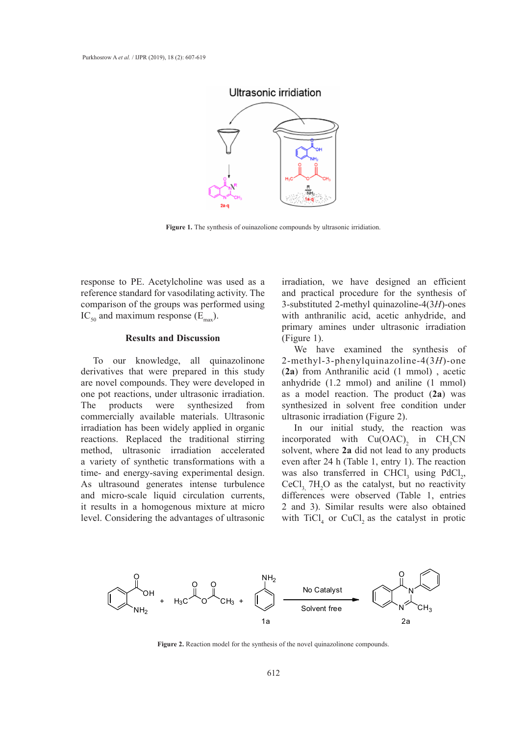Figure 1. The synthesis of ouinazolione compounds by ultrasonic irridiation.

response to PE. Acetylcholine was used as a reference standard for vasodilating activity. The comparison of the groups was performed using $IC_{50}$ and maximum response ($E_{max}$).

## Results and Discussion

To our knowledge, all quinazolinone derivatives that were prepared in this study are novel compounds. They were developed in one pot reactions, under ultrasonic irradiation. The products were synthesized from commercially available materials. Ultrasonic irradiation has been widely applied in organic reactions. Replaced the traditional stirring method, ultrasonic irradiation accelerated a variety of synthetic transformations with a time- and energy-saving experimental design. As ultrasound generates intense turbulence and micro-scale liquid circulation currents, it results in a homogenous mixture at micro level. Considering the advantages of ultrasonic irradiation, we have designed an efficient and practical procedure for the synthesis of 3-substituted 2-methyl quinazoline-4(3*H*)-ones with anthranilic acid, acetic anhydride, and primary amines under ultrasonic irradiation (Figure 1).

We have examined the synthesis of 2-methyl-3-phenylquinazoline-4(3*H*)-one (**2a**) from Anthranilic acid (1 mmol) , acetic anhydride (1.2 mmol) and aniline (1 mmol) as a model reaction. The product (**2a**) was synthesized in solvent free condition under ultrasonic irradiation (Figure 2).

In our initial study, the reaction was incorporated with $Cu(OAC)_2$ in $CH_3CN$ solvent, where **2a** did not lead to any products even after 24 h (Table 1, entry 1). The reaction was also transferred in $CHCl_3$ using $PdCl_2$, $CeCl_3$, $7H_2O$ as the catalyst, but no reactivity differences were observed (Table 1, entries 2 and 3). Similar results were also obtained with $TiCl_4$ or $CuCl_2$ as the catalyst in protic

Figure 2. Reaction model for the synthesis of the novel quinazolinone compounds.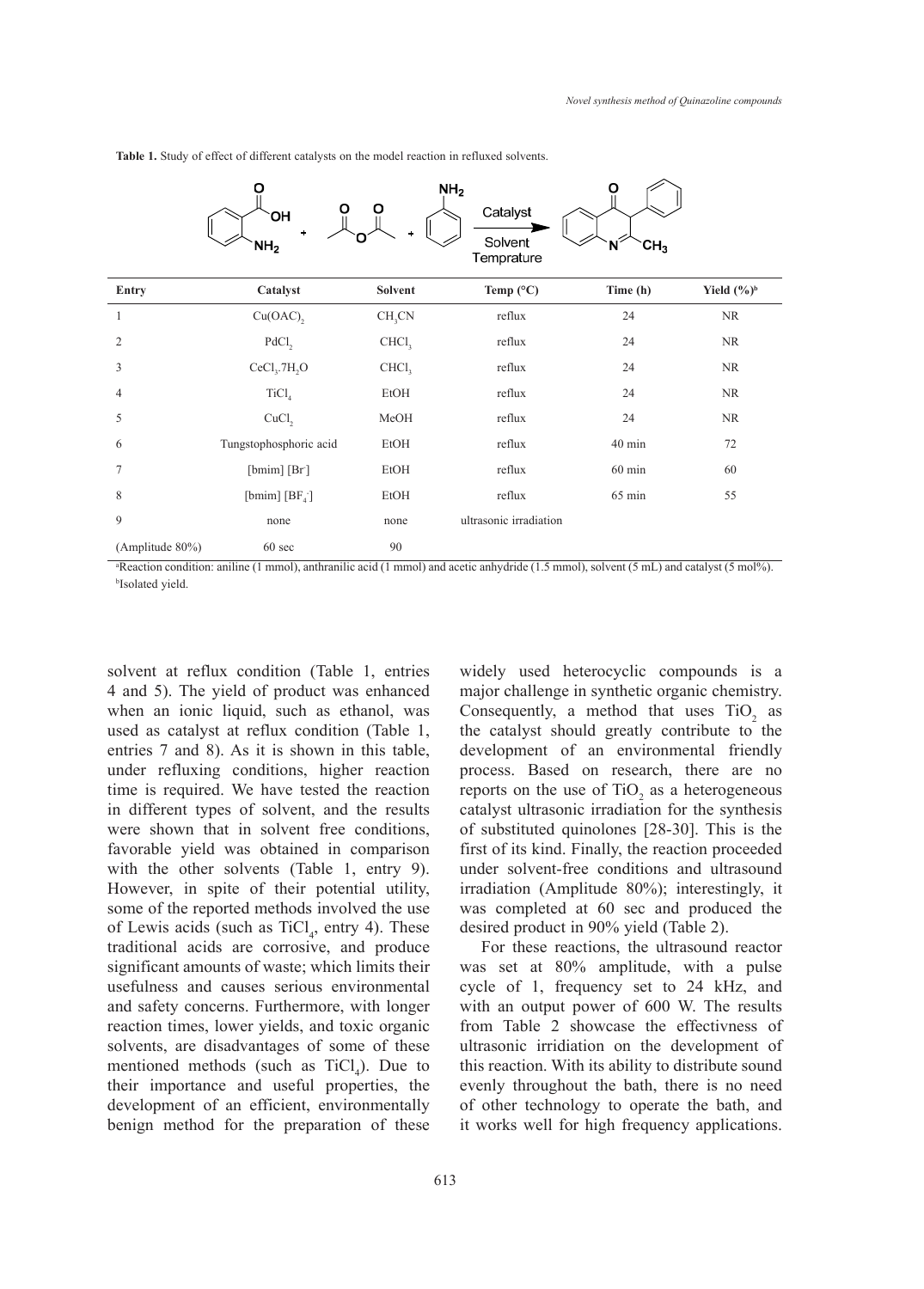**Table 1.** Study of effect of different catalysts on the model reaction in refluxed solvents.

| Entry | Catalyst | Solvent | Temp (°C) | Time (h) | Yield (%)[b] |
|---|---|---|---|---|---|
| 1 | $Cu(OAC)_2$ | $CH_3CN$ | reflux | 24 | NR |
| 2 | $PdCl_2$ | $CHCl_3$ | reflux | 24 | NR |
| 3 | $CeCl_3.7H_2O$ | $CHCl_3$ | reflux | 24 | NR |
| 4 | $TiCl_4$ | EtOH | reflux | 24 | NR |
| 5 | $CuCl_2$ | MeOH | reflux | 24 | NR |
| 6 | Tungstophosphoric acid | EtOH | reflux | 40 min | 72 |
| 7 | [bmim] [$Br^-$] | EtOH | reflux | 60 min | 60 |
| 8 | [bmim] [$BF_4^-$] | EtOH | reflux | 65 min | 55 |
| 9 | none | none | ultrasonic irradiation | | |
| (Amplitude 80%) | 60 sec | 90 | | | |

[a]Reaction condition: aniline (1 mmol), anthranilic acid (1 mmol) and acetic anhydride (1.5 mmol), solvent (5 mL) and catalyst (5 mol%).
[b]Isolated yield.

solvent at reflux condition (Table 1, entries 4 and 5). The yield of product was enhanced when an ionic liquid, such as ethanol, was used as catalyst at reflux condition (Table 1, entries 7 and 8). As it is shown in this table, under refluxing conditions, higher reaction time is required. We have tested the reaction in different types of solvent, and the results were shown that in solvent free conditions, favorable yield was obtained in comparison with the other solvents (Table 1, entry 9). However, in spite of their potential utility, some of the reported methods involved the use of Lewis acids (such as $TiCl_4$, entry 4). These traditional acids are corrosive, and produce significant amounts of waste; which limits their usefulness and causes serious environmental and safety concerns. Furthermore, with longer reaction times, lower yields, and toxic organic solvents, are disadvantages of some of these mentioned methods (such as $TiCl_4$). Due to their importance and useful properties, the development of an efficient, environmentally benign method for the preparation of these widely used heterocyclic compounds is a major challenge in synthetic organic chemistry. Consequently, a method that uses $TiO_2$ as the catalyst should greatly contribute to the development of an environmental friendly process. Based on research, there are no reports on the use of $TiO_2$ as a heterogeneous catalyst ultrasonic irradiation for the synthesis of substituted quinolones [28-30]. This is the first of its kind. Finally, the reaction proceeded under solvent-free conditions and ultrasound irradiation (Amplitude 80%); interestingly, it was completed at 60 sec and produced the desired product in 90% yield (Table 2).

For these reactions, the ultrasound reactor was set at 80% amplitude, with a pulse cycle of 1, frequency set to 24 kHz, and with an output power of 600 W. The results from Table 2 showcase the effectivness of ultrasonic irridiation on the development of this reaction. With its ability to distribute sound evenly throughout the bath, there is no need of other technology to operate the bath, and it works well for high frequency applications.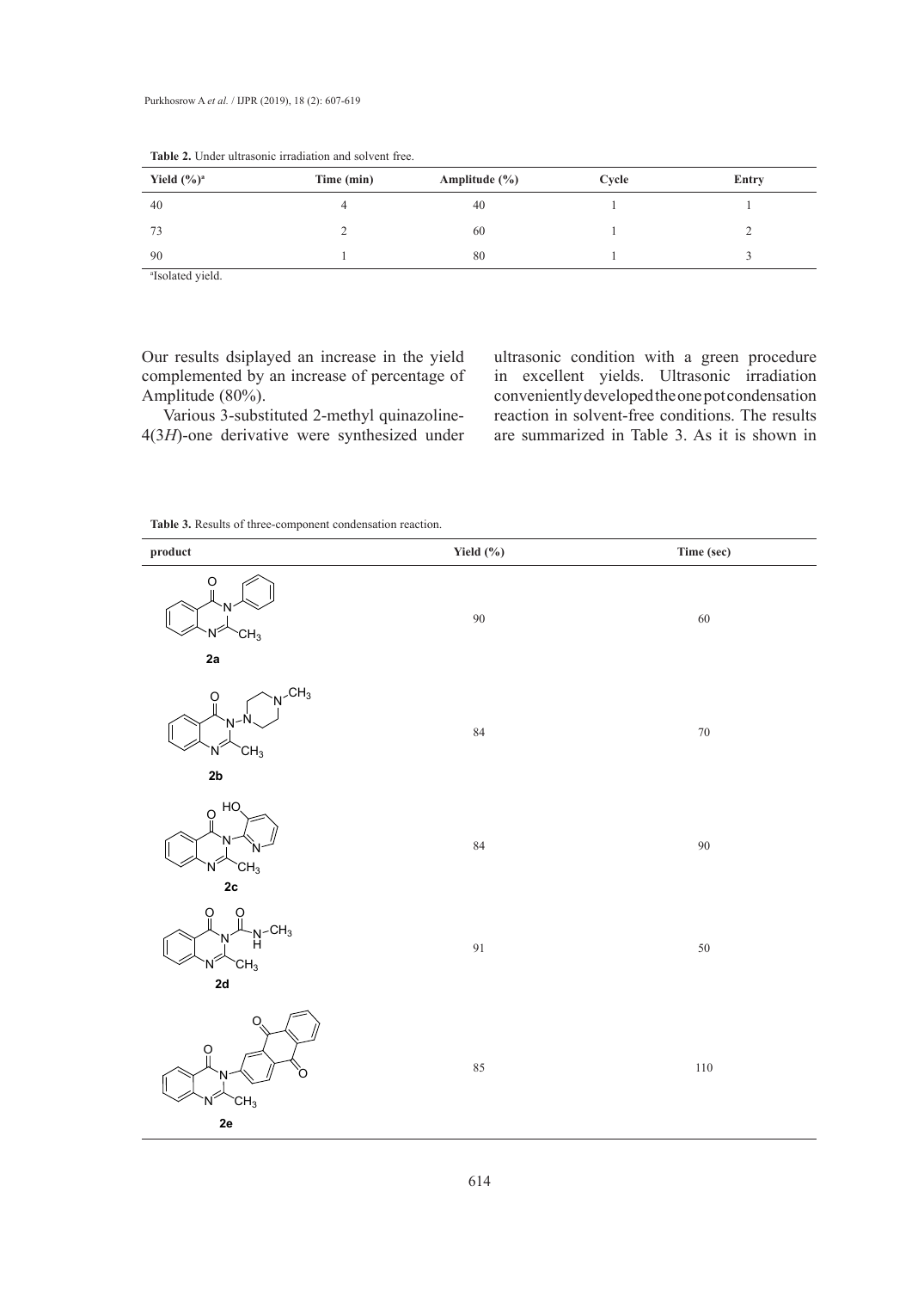**Table 2.** Under ultrasonic irradiation and solvent free.

| Yield (%)[a] | Time (min) | Amplitude (%) | Cycle | Entry |
|---|---|---|---|---|
| 40 | 4 | 40 | 1 | 1 |
| 73 | 2 | 60 | 1 | 2 |
| 90 | 1 | 80 | 1 | 3 |

[a]Isolated yield.

Our results dsiplayed an increase in the yield complemented by an increase of percentage of Amplitude (80%).

Various 3-substituted 2-methyl quinazoline-4(3*H*)-one derivative were synthesized under ultrasonic condition with a green procedure in excellent yields. Ultrasonic irradiation conveniently developed the one pot condensation reaction in solvent-free conditions. The results are summarized in Table 3. As it is shown in

**Table 3.** Results of three-component condensation reaction.

| product | Yield (%) | Time (sec) |
|---|---|---|
| **2a** | 90 | 60 |
| **2b** | 84 | 70 |
| **2c** | 84 | 90 |
| **2d** | 91 | 50 |
| **2e** | 85 | 110 |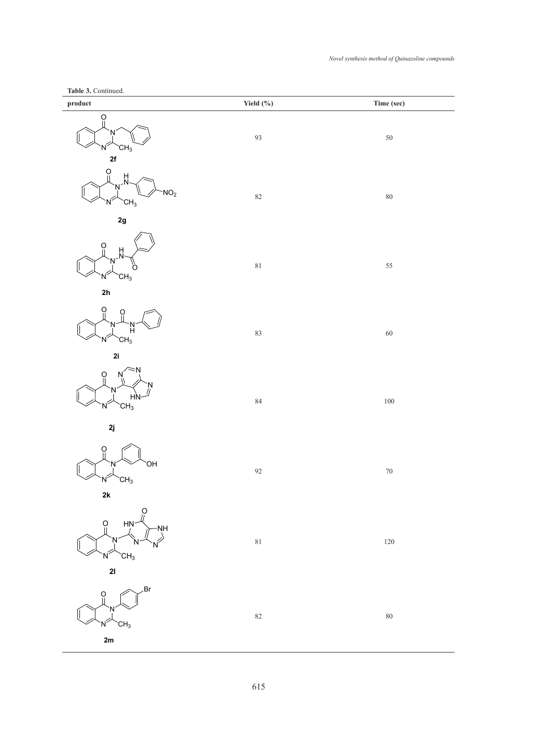**Table 3.** Continued.

| product | Yield (%) | Time (sec) |
|---|---|---|
| **2f** | 93 | 50 |
| **2g** | 82 | 80 |
| **2h** | 81 | 55 |
| **2i** | 83 | 60 |
| **2j** | 84 | 100 |
| **2k** | 92 | 70 |
| **2l** | 81 | 120 |
| **2m** | 82 | 80 |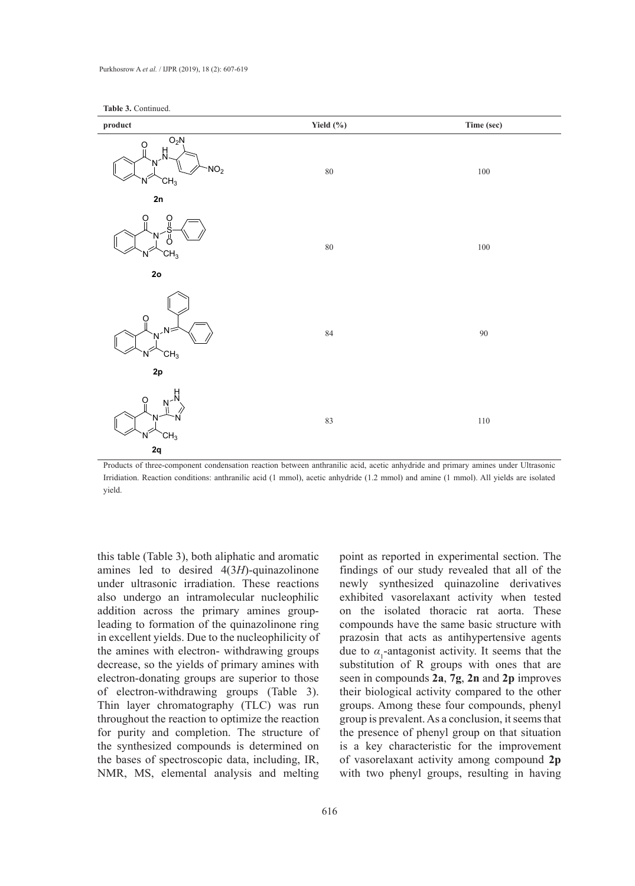**Table 3.** Continued.

| product | Yield (%) | Time (sec) |
| --- | --- | --- |
| **2n** | 80 | 100 |
| **2o** | 80 | 100 |
| **2p** | 84 | 90 |
| **2q** | 83 | 110 |

Products of three-component condensation reaction between anthranilic acid, acetic anhydride and primary amines under Ultrasonic Irridiation. Reaction conditions: anthranilic acid (1 mmol), acetic anhydride (1.2 mmol) and amine (1 mmol). All yields are isolated yield.

this table (Table 3), both aliphatic and aromatic amines led to desired 4(3*H*)-quinazolinone under ultrasonic irradiation. These reactions also undergo an intramolecular nucleophilic addition across the primary amines group-leading to formation of the quinazolinone ring in excellent yields. Due to the nucleophilicity of the amines with electron- withdrawing groups decrease, so the yields of primary amines with electron-donating groups are superior to those of electron-withdrawing groups (Table 3). Thin layer chromatography (TLC) was run throughout the reaction to optimize the reaction for purity and completion. The structure of the synthesized compounds is determined on the bases of spectroscopic data, including, IR, NMR, MS, elemental analysis and melting point as reported in experimental section. The findings of our study revealed that all of the newly synthesized quinazoline derivatives exhibited vasorelaxant activity when tested on the isolated thoracic rat aorta. These compounds have the same basic structure with prazosin that acts as antihypertensive agents due to $\alpha_1$-antagonist activity. It seems that the substitution of R groups with ones that are seen in compounds **2a**, **7g**, **2n** and **2p** improves their biological activity compared to the other groups. Among these four compounds, phenyl group is prevalent. As a conclusion, it seems that the presence of phenyl group on that situation is a key characteristic for the improvement of vasorelaxant activity among compound **2p** with two phenyl groups, resulting in having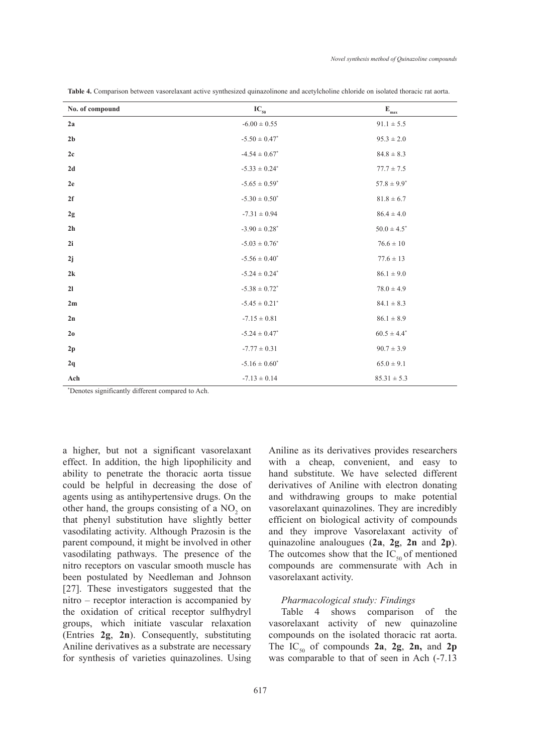**Table 4.** Comparison between vasorelaxant active synthesized quinazolinone and acetylcholine chloride on isolated thoracic rat aorta.

| No. of compound | $IC_{50}$ | $E_{max}$ |
|---|---|---|
| **2a** | -6.00 ± 0.55 | 91.1 ± 5.5 |
| **2b** | -5.50 ± 0.47* | 95.3 ± 2.0 |
| **2c** | -4.54 ± 0.67* | 84.8 ± 8.3 |
| **2d** | -5.33 ± 0.24* | 77.7 ± 7.5 |
| **2e** | -5.65 ± 0.59* | 57.8 ± 9.9* |
| **2f** | -5.30 ± 0.50* | 81.8 ± 6.7 |
| **2g** | -7.31 ± 0.94 | 86.4 ± 4.0 |
| **2h** | -3.90 ± 0.28* | 50.0 ± 4.5* |
| **2i** | -5.03 ± 0.76* | 76.6 ± 10 |
| **2j** | -5.56 ± 0.40* | 77.6 ± 13 |
| **2k** | -5.24 ± 0.24* | 86.1 ± 9.0 |
| **2l** | -5.38 ± 0.72* | 78.0 ± 4.9 |
| **2m** | -5.45 ± 0.21* | 84.1 ± 8.3 |
| **2n** | -7.15 ± 0.81 | 86.1 ± 8.9 |
| **2o** | -5.24 ± 0.47* | 60.5 ± 4.4* |
| **2p** | -7.77 ± 0.31 | 90.7 ± 3.9 |
| **2q** | -5.16 ± 0.60* | 65.0 ± 9.1 |
| **Ach** | -7.13 ± 0.14 | 85.31 ± 5.3 |

*Denotes significantly different compared to Ach.

a higher, but not a significant vasorelaxant effect. In addition, the high lipophilicity and ability to penetrate the thoracic aorta tissue could be helpful in decreasing the dose of agents using as antihypertensive drugs. On the other hand, the groups consisting of a $NO_2$ on that phenyl substitution have slightly better vasodilating activity. Although Prazosin is the parent compound, it might be involved in other vasodilating pathways. The presence of the nitro receptors on vascular smooth muscle has been postulated by Needleman and Johnson [27]. These investigators suggested that the nitro – receptor interaction is accompanied by the oxidation of critical receptor sulfhydryl groups, which initiate vascular relaxation (Entries **2g**, **2n**). Consequently, substituting Aniline derivatives as a substrate are necessary for synthesis of varieties quinazolines. Using Aniline as its derivatives provides researchers with a cheap, convenient, and easy to hand substitute. We have selected different derivatives of Aniline with electron donating and withdrawing groups to make potential vasorelaxant quinazolines. They are incredibly efficient on biological activity of compounds and they improve Vasorelaxant activity of quinazoline analougues (**2a**, **2g**, **2n** and **2p**). The outcomes show that the $IC_{50}$ of mentioned compounds are commensurate with Ach in vasorelaxant activity.

*Pharmacological study: Findings*

Table 4 shows comparison of the vasorelaxant activity of new quinazoline compounds on the isolated thoracic rat aorta. The $IC_{50}$ of compounds **2a**, **2g**, **2n,** and **2p** was comparable to that of seen in Ach (-7.13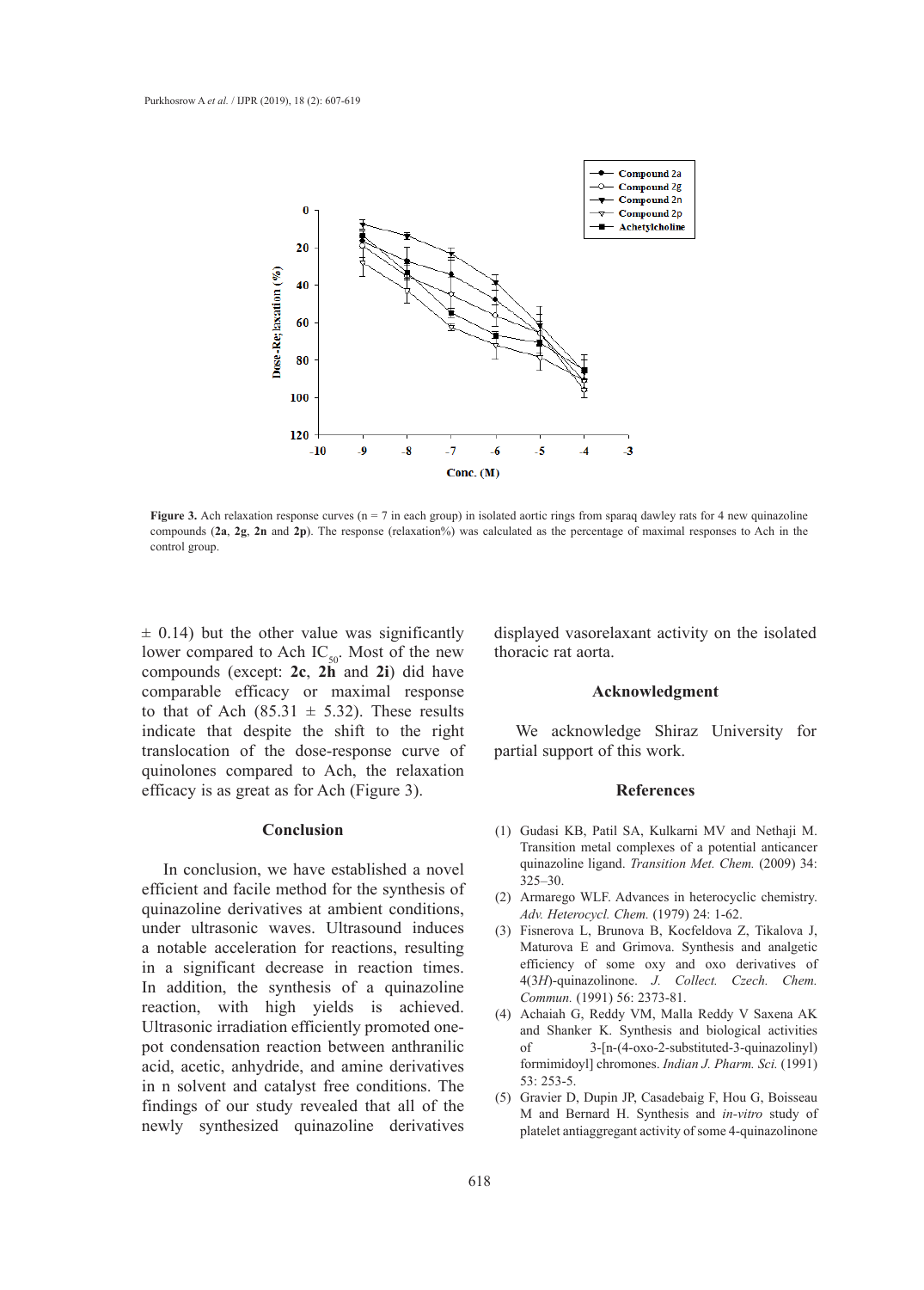**Figure 3.** Ach relaxation response curves (n = 7 in each group) in isolated aortic rings from sparaq dawley rats for 4 new quinazoline compounds (**2a**, **2g**, **2n** and **2p**). The response (relaxation%) was calculated as the percentage of maximal responses to Ach in the control group.

± 0.14) but the other value was significantly lower compared to Ach $IC_{50}$. Most of the new compounds (except: **2c**, **2h** and **2i**) did have comparable efficacy or maximal response to that of Ach (85.31 ± 5.32). These results indicate that despite the shift to the right translocation of the dose-response curve of quinolones compared to Ach, the relaxation efficacy is as great as for Ach (Figure 3).

## Conclusion

In conclusion, we have established a novel efficient and facile method for the synthesis of quinazoline derivatives at ambient conditions, under ultrasonic waves. Ultrasound induces a notable acceleration for reactions, resulting in a significant decrease in reaction times. In addition, the synthesis of a quinazoline reaction, with high yields is achieved. Ultrasonic irradiation efficiently promoted one-pot condensation reaction between anthranilic acid, acetic, anhydride, and amine derivatives in n solvent and catalyst free conditions. The findings of our study revealed that all of the newly synthesized quinazoline derivatives displayed vasorelaxant activity on the isolated thoracic rat aorta.

## Acknowledgment

We acknowledge Shiraz University for partial support of this work.

## References

(1) Gudasi KB, Patil SA, Kulkarni MV and Nethaji M. Transition metal complexes of a potential anticancer quinazoline ligand. *Transition Met. Chem.* (2009) 34: 325–30.

(2) Armarego WLF. Advances in heterocyclic chemistry. *Adv. Heterocycl. Chem.* (1979) 24: 1-62.

(3) Fisnerova L, Brunova B, Kocfeldova Z, Tikalova J, Maturova E and Grimova. Synthesis and analgetic efficiency of some oxy and oxo derivatives of 4(3*H*)-quinazolinone. *J. Collect. Czech. Chem. Commun.* (1991) 56: 2373-81.

(4) Achaiah G, Reddy VM, Malla Reddy V Saxena AK and Shanker K. Synthesis and biological activities of 3-[n-(4-oxo-2-substituted-3-quinazolinyl) formimidoyl] chromones. *Indian J. Pharm. Sci.* (1991) 53: 253-5.

(5) Gravier D, Dupin JP, Casadebaig F, Hou G, Boisseau M and Bernard H. Synthesis and *in-vitro* study of platelet antiaggregant activity of some 4-quinazolinone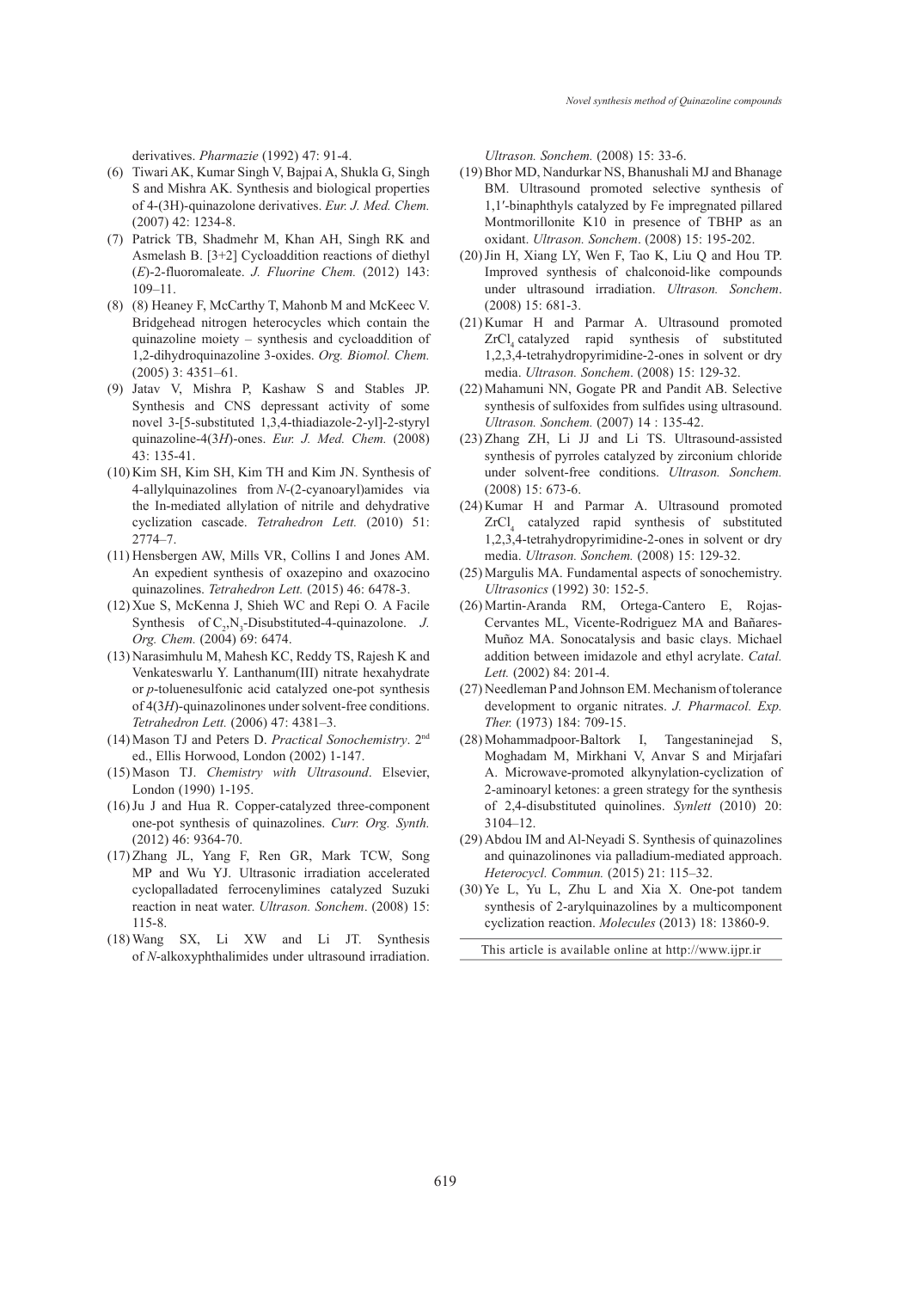derivatives. *Pharmazie* (1992) 47: 91-4.

(6) Tiwari AK, Kumar Singh V, Bajpai A, Shukla G, Singh S and Mishra AK. Synthesis and biological properties of 4-(3H)-quinazolone derivatives. *Eur. J. Med. Chem.* (2007) 42: 1234-8.

(7) Patrick TB, Shadmehr M, Khan AH, Singh RK and Asmelash B. [3+2] Cycloaddition reactions of diethyl (*E*)-2-fluoromaleate. *J. Fluorine Chem.* (2012) 143: 109–11.

(8) (8) Heaney F, McCarthy T, Mahonb M and McKeec V. Bridgehead nitrogen heterocycles which contain the quinazoline moiety – synthesis and cycloaddition of 1,2-dihydroquinazoline 3-oxides. *Org. Biomol. Chem.* (2005) 3: 4351–61.

(9) Jatav V, Mishra P, Kashaw S and Stables JP. Synthesis and CNS depressant activity of some novel 3-[5-substituted 1,3,4-thiadiazole-2-yl]-2-styryl quinazoline-4(3*H*)-ones. *Eur. J. Med. Chem.* (2008) 43: 135-41.

(10) Kim SH, Kim SH, Kim TH and Kim JN. Synthesis of 4-allylquinazolines from *N*-(2-cyanoaryl)amides via the In-mediated allylation of nitrile and dehydrative cyclization cascade. *Tetrahedron Lett.* (2010) 51: 2774–7.

(11) Hensbergen AW, Mills VR, Collins I and Jones AM. An expedient synthesis of oxazepino and oxazocino quinazolines. *Tetrahedron Lett.* (2015) 46: 6478-3.

(12) Xue S, McKenna J, Shieh WC and Repi O. A Facile Synthesis of $C_2$,$N_3$-Disubstituted-4-quinazolone. *J. Org. Chem.* (2004) 69: 6474.

(13) Narasimhulu M, Mahesh KC, Reddy TS, Rajesh K and Venkateswarlu Y. Lanthanum(III) nitrate hexahydrate or *p*-toluenesulfonic acid catalyzed one-pot synthesis of 4(3*H*)-quinazolinones under solvent-free conditions. *Tetrahedron Lett.* (2006) 47: 4381–3.

(14) Mason TJ and Peters D. *Practical Sonochemistry*. 2nd ed., Ellis Horwood, London (2002) 1-147.

(15) Mason TJ. *Chemistry with Ultrasound*. Elsevier, London (1990) 1-195.

(16) Ju J and Hua R. Copper-catalyzed three-component one-pot synthesis of quinazolines. *Curr. Org. Synth.* (2012) 46: 9364-70.

(17) Zhang JL, Yang F, Ren GR, Mark TCW, Song MP and Wu YJ. Ultrasonic irradiation accelerated cyclopalladated ferrocenylimines catalyzed Suzuki reaction in neat water. *Ultrason. Sonchem*. (2008) 15: 115-8.

(18) Wang SX, Li XW and Li JT. Synthesis of *N*-alkoxyphthalimides under ultrasound irradiation. *Ultrason. Sonchem.* (2008) 15: 33-6.

(19) Bhor MD, Nandurkar NS, Bhanushali MJ and Bhanage BM. Ultrasound promoted selective synthesis of 1,1′-binaphthyls catalyzed by Fe impregnated pillared Montmorillonite K10 in presence of TBHP as an oxidant. *Ultrason. Sonchem*. (2008) 15: 195-202.

(20) Jin H, Xiang LY, Wen F, Tao K, Liu Q and Hou TP. Improved synthesis of chalconoid-like compounds under ultrasound irradiation. *Ultrason. Sonchem*. (2008) 15: 681-3.

(21) Kumar H and Parmar A. Ultrasound promoted $ZrCl_4$ catalyzed rapid synthesis of substituted 1,2,3,4-tetrahydropyrimidine-2-ones in solvent or dry media. *Ultrason. Sonchem*. (2008) 15: 129-32.

(22) Mahamuni NN, Gogate PR and Pandit AB. Selective synthesis of sulfoxides from sulfides using ultrasound. *Ultrason. Sonchem.* (2007) 14 : 135-42.

(23) Zhang ZH, Li JJ and Li TS. Ultrasound-assisted synthesis of pyrroles catalyzed by zirconium chloride under solvent-free conditions. *Ultrason. Sonchem.* (2008) 15: 673-6.

(24) Kumar H and Parmar A. Ultrasound promoted $ZrCl_4$ catalyzed rapid synthesis of substituted 1,2,3,4-tetrahydropyrimidine-2-ones in solvent or dry media. *Ultrason. Sonchem.* (2008) 15: 129-32.

(25) Margulis MA. Fundamental aspects of sonochemistry. *Ultrasonics* (1992) 30: 152-5.

(26) Martin-Aranda RM, Ortega-Cantero E, Rojas-Cervantes ML, Vicente-Rodriguez MA and Bañares-Muñoz MA. Sonocatalysis and basic clays. Michael addition between imidazole and ethyl acrylate. *Catal. Lett.* (2002) 84: 201-4.

(27) Needleman P and Johnson EM. Mechanism of tolerance development to organic nitrates. *J. Pharmacol. Exp. Ther.* (1973) 184: 709-15.

(28) Mohammadpoor-Baltork I, Tangestaninejad S, Moghadam M, Mirkhani V, Anvar S and Mirjafari A. Microwave-promoted alkynylation-cyclization of 2-aminoaryl ketones: a green strategy for the synthesis of 2,4-disubstituted quinolines. *Synlett* (2010) 20: 3104–12.

(29) Abdou IM and Al-Neyadi S. Synthesis of quinazolines and quinazolinones via palladium-mediated approach. *Heterocycl. Commun.* (2015) 21: 115–32.

(30) Ye L, Yu L, Zhu L and Xia X. One-pot tandem synthesis of 2-arylquinazolines by a multicomponent cyclization reaction. *Molecules* (2013) 18: 13860-9.

This article is available online at http://www.ijpr.ir